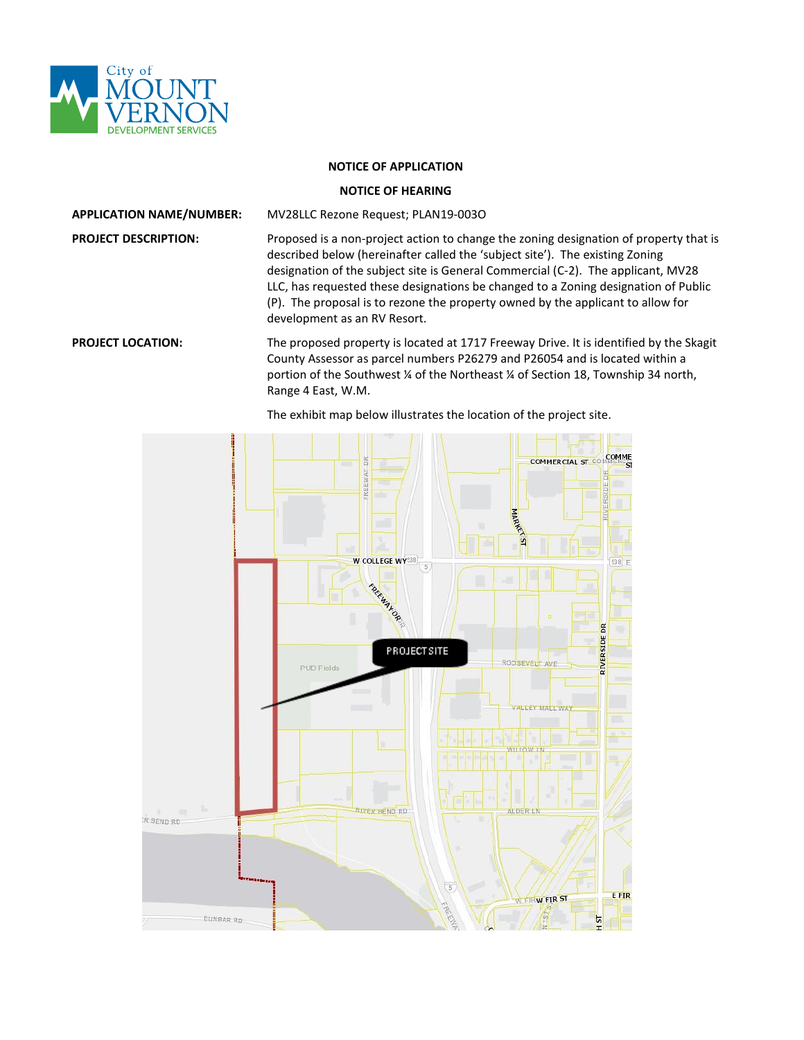City of MOUNT VERNON DEVELOPMENT SERVICES

**NOTICE OF APPLICATION**

**NOTICE OF HEARING**

**APPLICATION NAME/NUMBER:** MV28LLC Rezone Request; PLAN19-003O

**PROJECT DESCRIPTION:** Proposed is a non-project action to change the zoning designation of property that is described below (hereinafter called the 'subject site'). The existing Zoning designation of the subject site is General Commercial (C-2). The applicant, MV28 LLC, has requested these designations be changed to a Zoning designation of Public (P). The proposal is to rezone the property owned by the applicant to allow for development as an RV Resort.

**PROJECT LOCATION:** The proposed property is located at 1717 Freeway Drive. It is identified by the Skagit County Assessor as parcel numbers P26279 and P26054 and is located within a portion of the Southwest ¼ of the Northeast ¼ of Section 18, Township 34 north, Range 4 East, W.M.

The exhibit map below illustrates the location of the project site.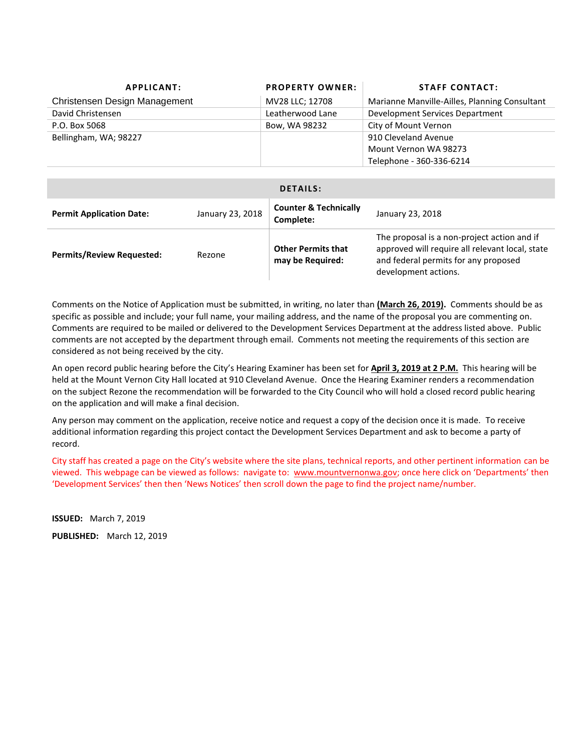| APPLICANT: | PROPERTY OWNER: | STAFF CONTACT: |
|---|---|---|
| Christensen Design Management | MV28 LLC; 12708 | Marianne Manville-Ailles, Planning Consultant |
| David Christensen | Leatherwood Lane | Development Services Department |
| P.O. Box 5068 | Bow, WA 98232 | City of Mount Vernon |
| Bellingham, WA; 98227 | | 910 Cleveland Avenue<br>Mount Vernon WA 98273<br>Telephone - 360-336-6214 |

| DETAILS: | | | |
|---|---|---|---|
| **Permit Application Date:** | January 23, 2018 | **Counter & Technically Complete:** | January 23, 2018 |
| **Permits/Review Requested:** | Rezone | **Other Permits that may be Required:** | The proposal is a non-project action and if approved will require all relevant local, state and federal permits for any proposed development actions. |

Comments on the Notice of Application must be submitted, in writing, no later than **(March 26, 2019).** Comments should be as specific as possible and include; your full name, your mailing address, and the name of the proposal you are commenting on. Comments are required to be mailed or delivered to the Development Services Department at the address listed above. Public comments are not accepted by the department through email. Comments not meeting the requirements of this section are considered as not being received by the city.

An open record public hearing before the City's Hearing Examiner has been set for **April 3, 2019 at 2 P.M.** This hearing will be held at the Mount Vernon City Hall located at 910 Cleveland Avenue. Once the Hearing Examiner renders a recommendation on the subject Rezone the recommendation will be forwarded to the City Council who will hold a closed record public hearing on the application and will make a final decision.

Any person may comment on the application, receive notice and request a copy of the decision once it is made. To receive additional information regarding this project contact the Development Services Department and ask to become a party of record.

City staff has created a page on the City's website where the site plans, technical reports, and other pertinent information can be viewed. This webpage can be viewed as follows: navigate to: www.mountvernonwa.gov; once here click on 'Departments' then 'Development Services' then then 'News Notices' then scroll down the page to find the project name/number.

**ISSUED:** March 7, 2019

**PUBLISHED:** March 12, 2019